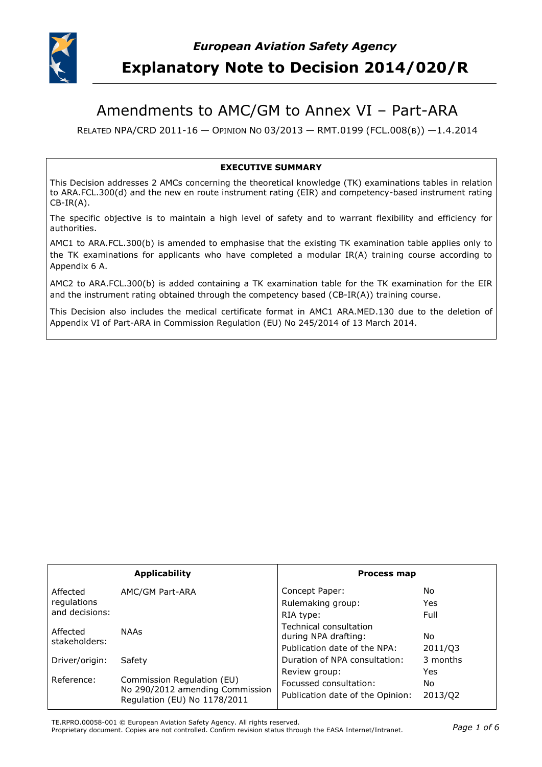*European Aviation Safety Agency*

# Explanatory Note to Decision 2014/020/R

## Amendments to AMC/GM to Annex VI – Part-ARA

RELATED NPA/CRD 2011-16 — OPINION NO 03/2013 — RMT.0199 (FCL.008(B)) —1.4.2014

**EXECUTIVE SUMMARY**

This Decision addresses 2 AMCs concerning the theoretical knowledge (TK) examinations tables in relation to ARA.FCL.300(d) and the new en route instrument rating (EIR) and competency-based instrument rating CB-IR(A).

The specific objective is to maintain a high level of safety and to warrant flexibility and efficiency for authorities.

AMC1 to ARA.FCL.300(b) is amended to emphasise that the existing TK examination table applies only to the TK examinations for applicants who have completed a modular IR(A) training course according to Appendix 6 A.

AMC2 to ARA.FCL.300(b) is added containing a TK examination table for the TK examination for the EIR and the instrument rating obtained through the competency based (CB-IR(A)) training course.

This Decision also includes the medical certificate format in AMC1 ARA.MED.130 due to the deletion of Appendix VI of Part-ARA in Commission Regulation (EU) No 245/2014 of 13 March 2014.

| **Applicability** | | **Process map** | |
|---|---|---|---|
| Affected regulations and decisions: | AMC/GM Part-ARA | Concept Paper: | No |
| | | Rulemaking group: | Yes |
| | | RIA type: | Full |
| Affected stakeholders: | NAAs | Technical consultation during NPA drafting: | No |
| | | Publication date of the NPA: | 2011/Q3 |
| Driver/origin: | Safety | Duration of NPA consultation: | 3 months |
| Reference: | Commission Regulation (EU) No 290/2012 amending Commission Regulation (EU) No 1178/2011 | Review group: | Yes |
| | | Focussed consultation: | No |
| | | Publication date of the Opinion: | 2013/Q2 |

TE.RPRO.00058-001 © European Aviation Safety Agency. All rights reserved.
Proprietary document. Copies are not controlled. Confirm revision status through the EASA Internet/Intranet.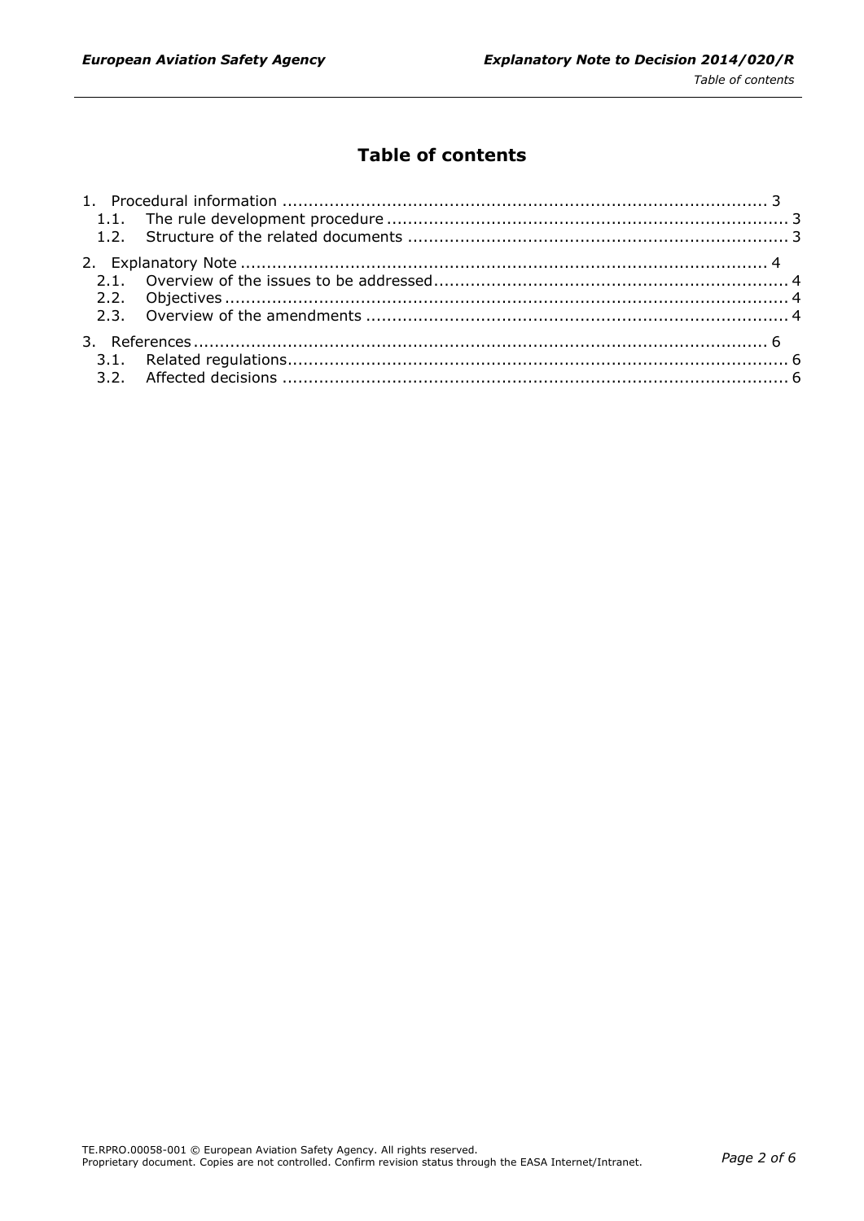# Table of contents

1. Procedural information ........................................................................................... 3
   1.1. The rule development procedure ........................................................................... 3
   1.2. Structure of the related documents ....................................................................... 3
2. Explanatory Note ................................................................................................... 4
   2.1. Overview of the issues to be addressed.................................................................. 4
   2.2. Objectives .......................................................................................................... 4
   2.3. Overview of the amendments ............................................................................... 4
3. References ............................................................................................................. 6
   3.1. Related regulations............................................................................................... 6
   3.2. Affected decisions ................................................................................................ 6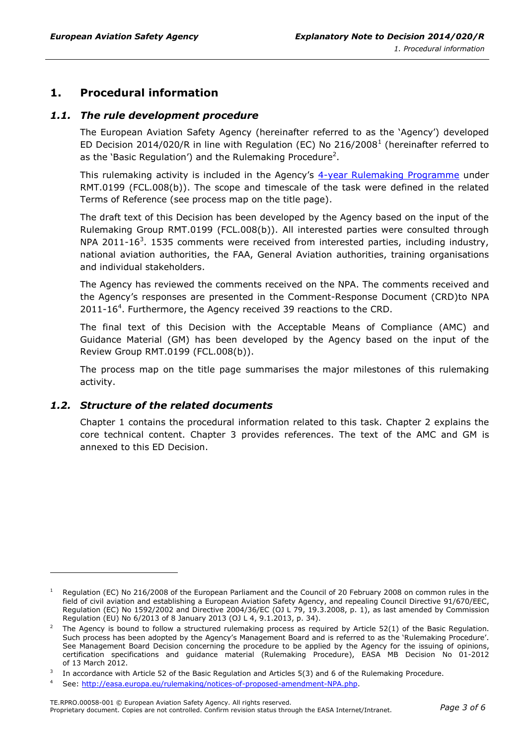# 1. Procedural information

## *1.1. The rule development procedure*

The European Aviation Safety Agency (hereinafter referred to as the 'Agency') developed ED Decision 2014/020/R in line with Regulation (EC) No 216/2008[1] (hereinafter referred to as the 'Basic Regulation') and the Rulemaking Procedure[2].

This rulemaking activity is included in the Agency's [4-year Rulemaking Programme] under RMT.0199 (FCL.008(b)). The scope and timescale of the task were defined in the related Terms of Reference (see process map on the title page).

The draft text of this Decision has been developed by the Agency based on the input of the Rulemaking Group RMT.0199 (FCL.008(b)). All interested parties were consulted through NPA 2011-16[3]. 1535 comments were received from interested parties, including industry, national aviation authorities, the FAA, General Aviation authorities, training organisations and individual stakeholders.

The Agency has reviewed the comments received on the NPA. The comments received and the Agency's responses are presented in the Comment-Response Document (CRD)to NPA 2011-16[4]. Furthermore, the Agency received 39 reactions to the CRD.

The final text of this Decision with the Acceptable Means of Compliance (AMC) and Guidance Material (GM) has been developed by the Agency based on the input of the Review Group RMT.0199 (FCL.008(b)).

The process map on the title page summarises the major milestones of this rulemaking activity.

## *1.2. Structure of the related documents*

Chapter 1 contains the procedural information related to this task. Chapter 2 explains the core technical content. Chapter 3 provides references. The text of the AMC and GM is annexed to this ED Decision.

---

[1] Regulation (EC) No 216/2008 of the European Parliament and the Council of 20 February 2008 on common rules in the field of civil aviation and establishing a European Aviation Safety Agency, and repealing Council Directive 91/670/EEC, Regulation (EC) No 1592/2002 and Directive 2004/36/EC (OJ L 79, 19.3.2008, p. 1), as last amended by Commission Regulation (EU) No 6/2013 of 8 January 2013 (OJ L 4, 9.1.2013, p. 34).

[2] The Agency is bound to follow a structured rulemaking process as required by Article 52(1) of the Basic Regulation. Such process has been adopted by the Agency's Management Board and is referred to as the 'Rulemaking Procedure'. See Management Board Decision concerning the procedure to be applied by the Agency for the issuing of opinions, certification specifications and guidance material (Rulemaking Procedure), EASA MB Decision No 01-2012 of 13 March 2012.

[3] In accordance with Article 52 of the Basic Regulation and Articles 5(3) and 6 of the Rulemaking Procedure.

[4] See: http://easa.europa.eu/rulemaking/notices-of-proposed-amendment-NPA.php.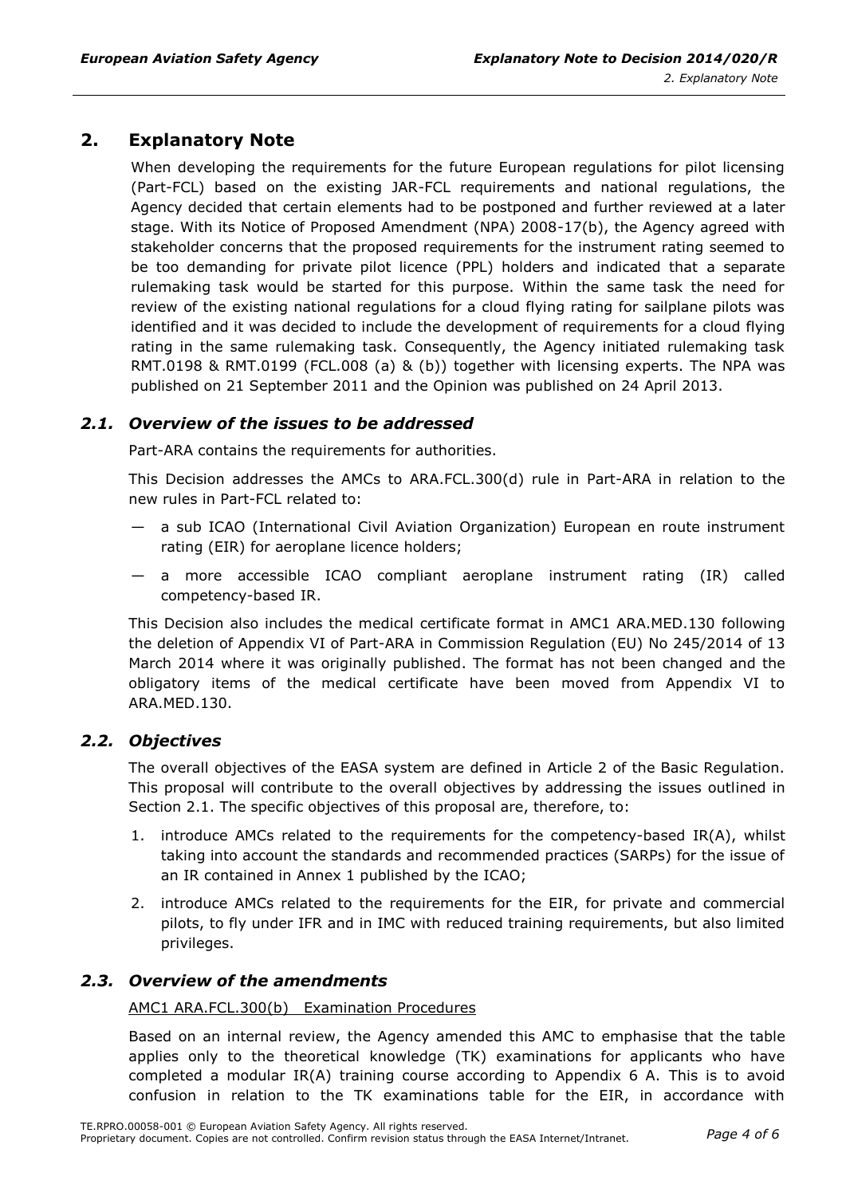## 2. Explanatory Note

When developing the requirements for the future European regulations for pilot licensing (Part-FCL) based on the existing JAR-FCL requirements and national regulations, the Agency decided that certain elements had to be postponed and further reviewed at a later stage. With its Notice of Proposed Amendment (NPA) 2008-17(b), the Agency agreed with stakeholder concerns that the proposed requirements for the instrument rating seemed to be too demanding for private pilot licence (PPL) holders and indicated that a separate rulemaking task would be started for this purpose. Within the same task the need for review of the existing national regulations for a cloud flying rating for sailplane pilots was identified and it was decided to include the development of requirements for a cloud flying rating in the same rulemaking task. Consequently, the Agency initiated rulemaking task RMT.0198 & RMT.0199 (FCL.008 (a) & (b)) together with licensing experts. The NPA was published on 21 September 2011 and the Opinion was published on 24 April 2013.

### *2.1. Overview of the issues to be addressed*

Part-ARA contains the requirements for authorities.

This Decision addresses the AMCs to ARA.FCL.300(d) rule in Part-ARA in relation to the new rules in Part-FCL related to:

— a sub ICAO (International Civil Aviation Organization) European en route instrument rating (EIR) for aeroplane licence holders;

— a more accessible ICAO compliant aeroplane instrument rating (IR) called competency-based IR.

This Decision also includes the medical certificate format in AMC1 ARA.MED.130 following the deletion of Appendix VI of Part-ARA in Commission Regulation (EU) No 245/2014 of 13 March 2014 where it was originally published. The format has not been changed and the obligatory items of the medical certificate have been moved from Appendix VI to ARA.MED.130.

### *2.2. Objectives*

The overall objectives of the EASA system are defined in Article 2 of the Basic Regulation. This proposal will contribute to the overall objectives by addressing the issues outlined in Section 2.1. The specific objectives of this proposal are, therefore, to:

1. introduce AMCs related to the requirements for the competency-based IR(A), whilst taking into account the standards and recommended practices (SARPs) for the issue of an IR contained in Annex 1 published by the ICAO;
2. introduce AMCs related to the requirements for the EIR, for private and commercial pilots, to fly under IFR and in IMC with reduced training requirements, but also limited privileges.

### *2.3. Overview of the amendments*

AMC1 ARA.FCL.300(b) Examination Procedures

Based on an internal review, the Agency amended this AMC to emphasise that the table applies only to the theoretical knowledge (TK) examinations for applicants who have completed a modular IR(A) training course according to Appendix 6 A. This is to avoid confusion in relation to the TK examinations table for the EIR, in accordance with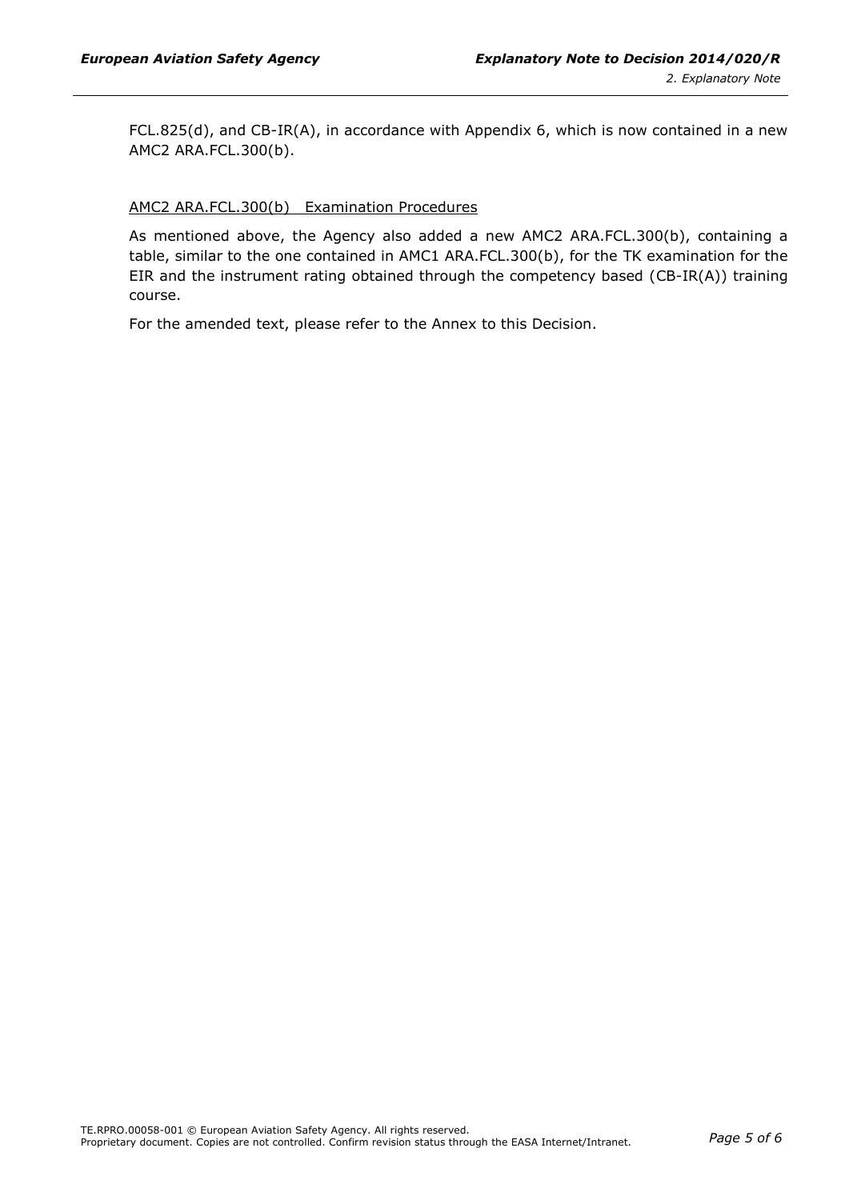FCL.825(d), and CB-IR(A), in accordance with Appendix 6, which is now contained in a new AMC2 ARA.FCL.300(b).

AMC2 ARA.FCL.300(b)   Examination Procedures

As mentioned above, the Agency also added a new AMC2 ARA.FCL.300(b), containing a table, similar to the one contained in AMC1 ARA.FCL.300(b), for the TK examination for the EIR and the instrument rating obtained through the competency based (CB-IR(A)) training course.

For the amended text, please refer to the Annex to this Decision.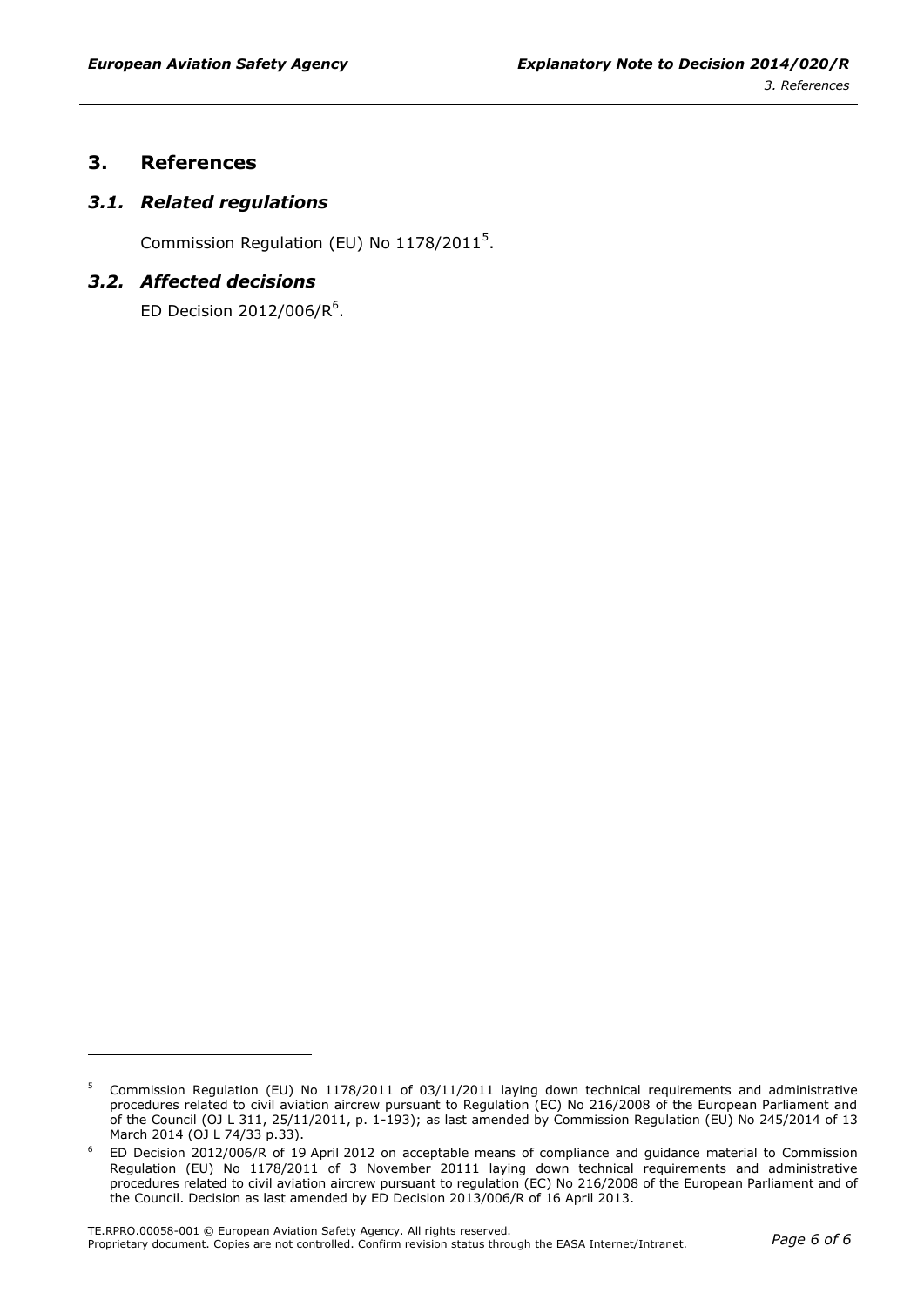## 3. References

### *3.1. Related regulations*

Commission Regulation (EU) No 1178/2011[5].

### *3.2. Affected decisions*

ED Decision 2012/006/R[6].

---

[5] Commission Regulation (EU) No 1178/2011 of 03/11/2011 laying down technical requirements and administrative procedures related to civil aviation aircrew pursuant to Regulation (EC) No 216/2008 of the European Parliament and of the Council (OJ L 311, 25/11/2011, p. 1-193); as last amended by Commission Regulation (EU) No 245/2014 of 13 March 2014 (OJ L 74/33 p.33).

[6] ED Decision 2012/006/R of 19 April 2012 on acceptable means of compliance and guidance material to Commission Regulation (EU) No 1178/2011 of 3 November 20111 laying down technical requirements and administrative procedures related to civil aviation aircrew pursuant to regulation (EC) No 216/2008 of the European Parliament and of the Council. Decision as last amended by ED Decision 2013/006/R of 16 April 2013.